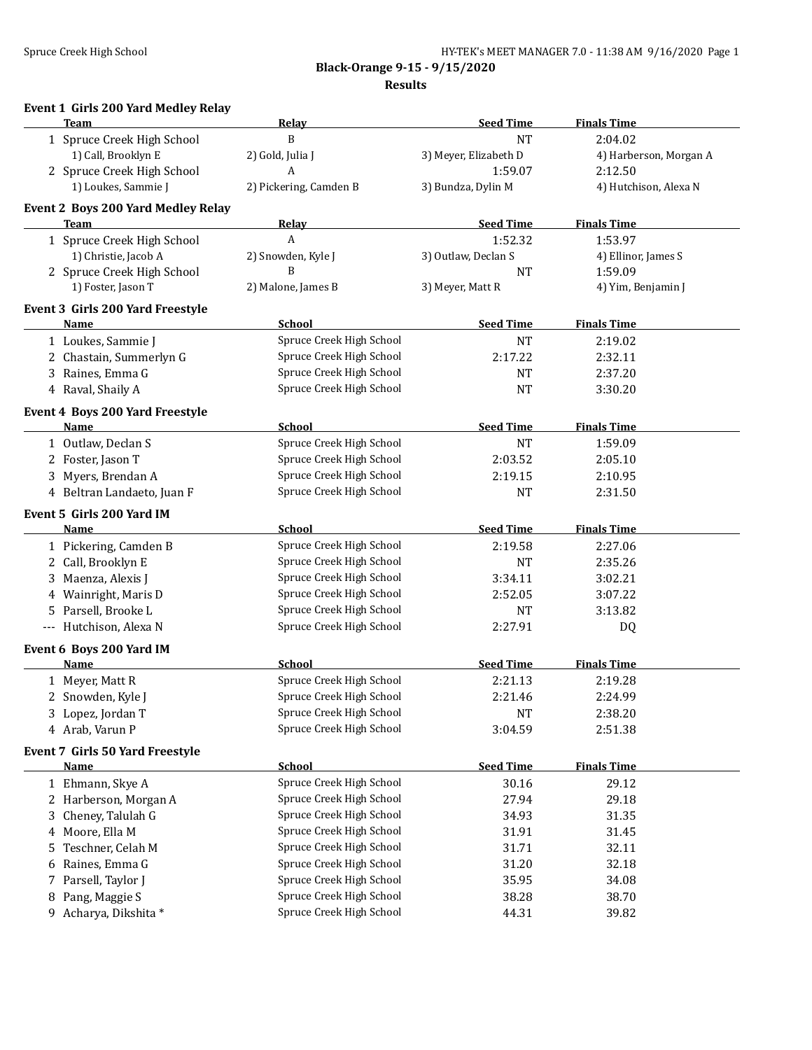## Black-Orange 9-15 - 9/15/2020

### Results

**Event 1 Girls 200 Yard Medley Relay**

| | Team | Relay | Seed Time | Finals Time |
|---|---|---|---|---|
| 1 | Spruce Creek High School | B | NT | 2:04.02 |
| | 1) Call, Brooklyn E | 2) Gold, Julia J | 3) Meyer, Elizabeth D | 4) Harberson, Morgan A |
| 2 | Spruce Creek High School | A | 1:59.07 | 2:12.50 |
| | 1) Loukes, Sammie J | 2) Pickering, Camden B | 3) Bundza, Dylin M | 4) Hutchison, Alexa N |

**Event 2 Boys 200 Yard Medley Relay**

| | Team | Relay | Seed Time | Finals Time |
|---|---|---|---|---|
| 1 | Spruce Creek High School | A | 1:52.32 | 1:53.97 |
| | 1) Christie, Jacob A | 2) Snowden, Kyle J | 3) Outlaw, Declan S | 4) Ellinor, James S |
| 2 | Spruce Creek High School | B | NT | 1:59.09 |
| | 1) Foster, Jason T | 2) Malone, James B | 3) Meyer, Matt R | 4) Yim, Benjamin J |

**Event 3 Girls 200 Yard Freestyle**

| | Name | School | Seed Time | Finals Time |
|---|---|---|---|---|
| 1 | Loukes, Sammie J | Spruce Creek High School | NT | 2:19.02 |
| 2 | Chastain, Summerlyn G | Spruce Creek High School | 2:17.22 | 2:32.11 |
| 3 | Raines, Emma G | Spruce Creek High School | NT | 2:37.20 |
| 4 | Raval, Shaily A | Spruce Creek High School | NT | 3:30.20 |

**Event 4 Boys 200 Yard Freestyle**

| | Name | School | Seed Time | Finals Time |
|---|---|---|---|---|
| 1 | Outlaw, Declan S | Spruce Creek High School | NT | 1:59.09 |
| 2 | Foster, Jason T | Spruce Creek High School | 2:03.52 | 2:05.10 |
| 3 | Myers, Brendan A | Spruce Creek High School | 2:19.15 | 2:10.95 |
| 4 | Beltran Landaeto, Juan F | Spruce Creek High School | NT | 2:31.50 |

**Event 5 Girls 200 Yard IM**

| | Name | School | Seed Time | Finals Time |
|---|---|---|---|---|
| 1 | Pickering, Camden B | Spruce Creek High School | 2:19.58 | 2:27.06 |
| 2 | Call, Brooklyn E | Spruce Creek High School | NT | 2:35.26 |
| 3 | Maenza, Alexis J | Spruce Creek High School | 3:34.11 | 3:02.21 |
| 4 | Wainright, Maris D | Spruce Creek High School | 2:52.05 | 3:07.22 |
| 5 | Parsell, Brooke L | Spruce Creek High School | NT | 3:13.82 |
| --- | Hutchison, Alexa N | Spruce Creek High School | 2:27.91 | DQ |

**Event 6 Boys 200 Yard IM**

| | Name | School | Seed Time | Finals Time |
|---|---|---|---|---|
| 1 | Meyer, Matt R | Spruce Creek High School | 2:21.13 | 2:19.28 |
| 2 | Snowden, Kyle J | Spruce Creek High School | 2:21.46 | 2:24.99 |
| 3 | Lopez, Jordan T | Spruce Creek High School | NT | 2:38.20 |
| 4 | Arab, Varun P | Spruce Creek High School | 3:04.59 | 2:51.38 |

**Event 7 Girls 50 Yard Freestyle**

| | Name | School | Seed Time | Finals Time |
|---|---|---|---|---|
| 1 | Ehmann, Skye A | Spruce Creek High School | 30.16 | 29.12 |
| 2 | Harberson, Morgan A | Spruce Creek High School | 27.94 | 29.18 |
| 3 | Cheney, Talulah G | Spruce Creek High School | 34.93 | 31.35 |
| 4 | Moore, Ella M | Spruce Creek High School | 31.91 | 31.45 |
| 5 | Teschner, Celah M | Spruce Creek High School | 31.71 | 32.11 |
| 6 | Raines, Emma G | Spruce Creek High School | 31.20 | 32.18 |
| 7 | Parsell, Taylor J | Spruce Creek High School | 35.95 | 34.08 |
| 8 | Pang, Maggie S | Spruce Creek High School | 38.28 | 38.70 |
| 9 | Acharya, Dikshita * | Spruce Creek High School | 44.31 | 39.82 |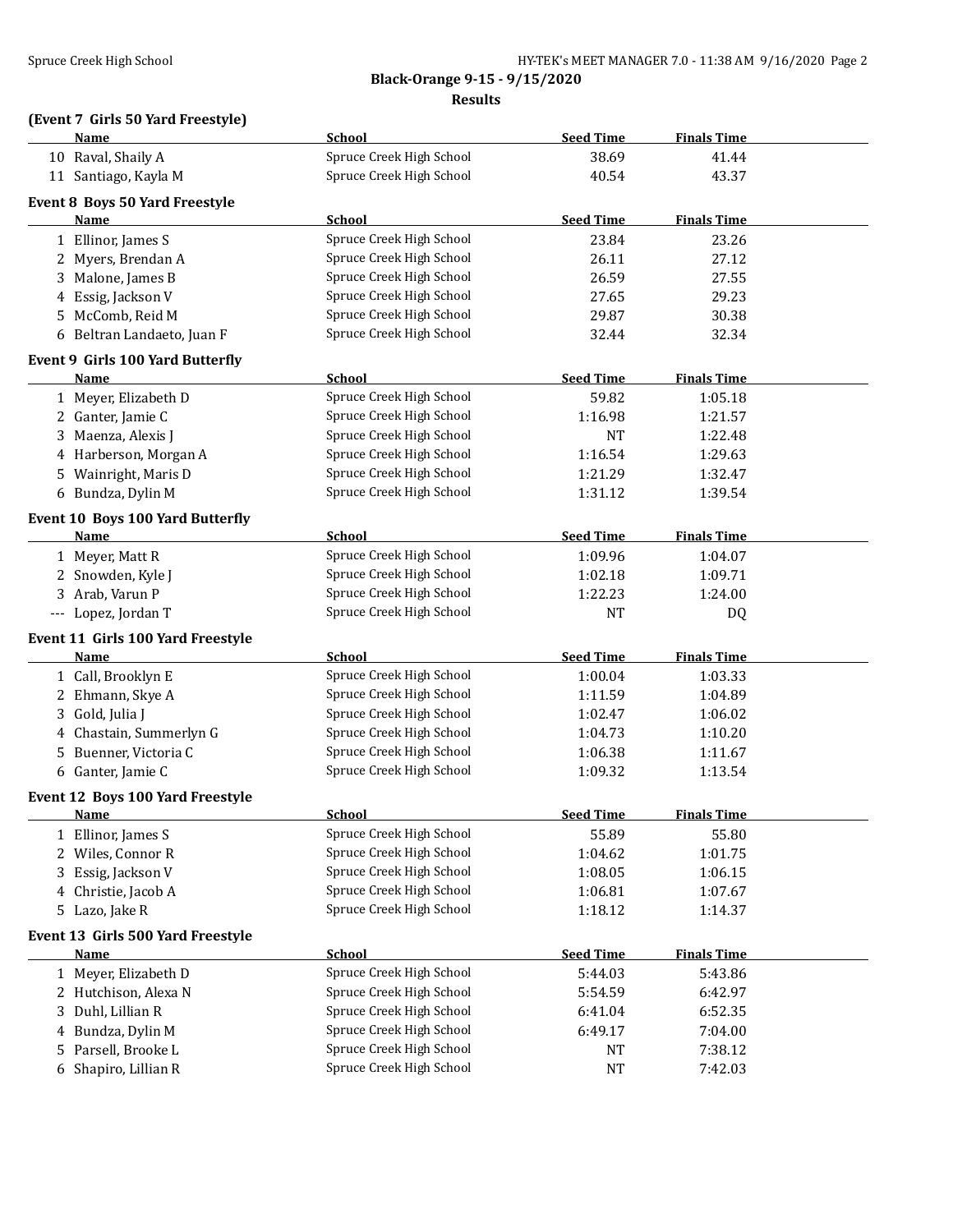**Black-Orange 9-15 - 9/15/2020**

**Results**

### (Event 7 Girls 50 Yard Freestyle)

| | Name | School | Seed Time | Finals Time |
|---|---|---|---|---|
| 10 | Raval, Shaily A | Spruce Creek High School | 38.69 | 41.44 |
| 11 | Santiago, Kayla M | Spruce Creek High School | 40.54 | 43.37 |

### Event 8 Boys 50 Yard Freestyle

| | Name | School | Seed Time | Finals Time |
|---|---|---|---|---|
| 1 | Ellinor, James S | Spruce Creek High School | 23.84 | 23.26 |
| 2 | Myers, Brendan A | Spruce Creek High School | 26.11 | 27.12 |
| 3 | Malone, James B | Spruce Creek High School | 26.59 | 27.55 |
| 4 | Essig, Jackson V | Spruce Creek High School | 27.65 | 29.23 |
| 5 | McComb, Reid M | Spruce Creek High School | 29.87 | 30.38 |
| 6 | Beltran Landaeto, Juan F | Spruce Creek High School | 32.44 | 32.34 |

### Event 9 Girls 100 Yard Butterfly

| | Name | School | Seed Time | Finals Time |
|---|---|---|---|---|
| 1 | Meyer, Elizabeth D | Spruce Creek High School | 59.82 | 1:05.18 |
| 2 | Ganter, Jamie C | Spruce Creek High School | 1:16.98 | 1:21.57 |
| 3 | Maenza, Alexis J | Spruce Creek High School | NT | 1:22.48 |
| 4 | Harberson, Morgan A | Spruce Creek High School | 1:16.54 | 1:29.63 |
| 5 | Wainright, Maris D | Spruce Creek High School | 1:21.29 | 1:32.47 |
| 6 | Bundza, Dylin M | Spruce Creek High School | 1:31.12 | 1:39.54 |

### Event 10 Boys 100 Yard Butterfly

| | Name | School | Seed Time | Finals Time |
|---|---|---|---|---|
| 1 | Meyer, Matt R | Spruce Creek High School | 1:09.96 | 1:04.07 |
| 2 | Snowden, Kyle J | Spruce Creek High School | 1:02.18 | 1:09.71 |
| 3 | Arab, Varun P | Spruce Creek High School | 1:22.23 | 1:24.00 |
| --- | Lopez, Jordan T | Spruce Creek High School | NT | DQ |

### Event 11 Girls 100 Yard Freestyle

| | Name | School | Seed Time | Finals Time |
|---|---|---|---|---|
| 1 | Call, Brooklyn E | Spruce Creek High School | 1:00.04 | 1:03.33 |
| 2 | Ehmann, Skye A | Spruce Creek High School | 1:11.59 | 1:04.89 |
| 3 | Gold, Julia J | Spruce Creek High School | 1:02.47 | 1:06.02 |
| 4 | Chastain, Summerlyn G | Spruce Creek High School | 1:04.73 | 1:10.20 |
| 5 | Buenner, Victoria C | Spruce Creek High School | 1:06.38 | 1:11.67 |
| 6 | Ganter, Jamie C | Spruce Creek High School | 1:09.32 | 1:13.54 |

### Event 12 Boys 100 Yard Freestyle

| | Name | School | Seed Time | Finals Time |
|---|---|---|---|---|
| 1 | Ellinor, James S | Spruce Creek High School | 55.89 | 55.80 |
| 2 | Wiles, Connor R | Spruce Creek High School | 1:04.62 | 1:01.75 |
| 3 | Essig, Jackson V | Spruce Creek High School | 1:08.05 | 1:06.15 |
| 4 | Christie, Jacob A | Spruce Creek High School | 1:06.81 | 1:07.67 |
| 5 | Lazo, Jake R | Spruce Creek High School | 1:18.12 | 1:14.37 |

### Event 13 Girls 500 Yard Freestyle

| | Name | School | Seed Time | Finals Time |
|---|---|---|---|---|
| 1 | Meyer, Elizabeth D | Spruce Creek High School | 5:44.03 | 5:43.86 |
| 2 | Hutchison, Alexa N | Spruce Creek High School | 5:54.59 | 6:42.97 |
| 3 | Duhl, Lillian R | Spruce Creek High School | 6:41.04 | 6:52.35 |
| 4 | Bundza, Dylin M | Spruce Creek High School | 6:49.17 | 7:04.00 |
| 5 | Parsell, Brooke L | Spruce Creek High School | NT | 7:38.12 |
| 6 | Shapiro, Lillian R | Spruce Creek High School | NT | 7:42.03 |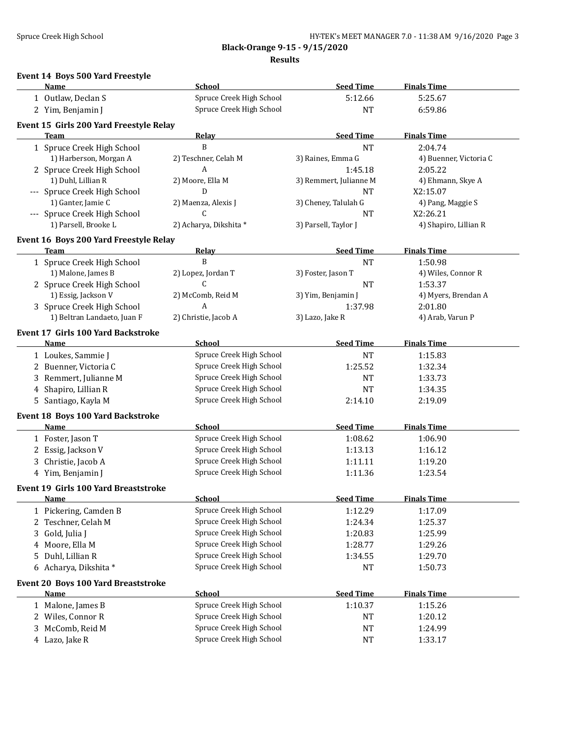**Black-Orange 9-15 - 9/15/2020**

**Results**

### Event 14 Boys 500 Yard Freestyle

| | Name | School | Seed Time | Finals Time |
|---|---|---|---|---|
| 1 | Outlaw, Declan S | Spruce Creek High School | 5:12.66 | 5:25.67 |
| 2 | Yim, Benjamin J | Spruce Creek High School | NT | 6:59.86 |

### Event 15 Girls 200 Yard Freestyle Relay

| | Team | Relay | Seed Time | Finals Time |
|---|---|---|---|---|
| 1 | Spruce Creek High School | B | NT | 2:04.74 |
| | 1) Harberson, Morgan A | 2) Teschner, Celah M | 3) Raines, Emma G | 4) Buenner, Victoria C |
| 2 | Spruce Creek High School | A | 1:45.18 | 2:05.22 |
| | 1) Duhl, Lillian R | 2) Moore, Ella M | 3) Remmert, Julianne M | 4) Ehmann, Skye A |
| --- | Spruce Creek High School | D | NT | X2:15.07 |
| | 1) Ganter, Jamie C | 2) Maenza, Alexis J | 3) Cheney, Talulah G | 4) Pang, Maggie S |
| --- | Spruce Creek High School | C | NT | X2:26.21 |
| | 1) Parsell, Brooke L | 2) Acharya, Dikshita * | 3) Parsell, Taylor J | 4) Shapiro, Lillian R |

### Event 16 Boys 200 Yard Freestyle Relay

| | Team | Relay | Seed Time | Finals Time |
|---|---|---|---|---|
| 1 | Spruce Creek High School | B | NT | 1:50.98 |
| | 1) Malone, James B | 2) Lopez, Jordan T | 3) Foster, Jason T | 4) Wiles, Connor R |
| 2 | Spruce Creek High School | C | NT | 1:53.37 |
| | 1) Essig, Jackson V | 2) McComb, Reid M | 3) Yim, Benjamin J | 4) Myers, Brendan A |
| 3 | Spruce Creek High School | A | 1:37.98 | 2:01.80 |
| | 1) Beltran Landaeto, Juan F | 2) Christie, Jacob A | 3) Lazo, Jake R | 4) Arab, Varun P |

### Event 17 Girls 100 Yard Backstroke

| | Name | School | Seed Time | Finals Time |
|---|---|---|---|---|
| 1 | Loukes, Sammie J | Spruce Creek High School | NT | 1:15.83 |
| 2 | Buenner, Victoria C | Spruce Creek High School | 1:25.52 | 1:32.34 |
| 3 | Remmert, Julianne M | Spruce Creek High School | NT | 1:33.73 |
| 4 | Shapiro, Lillian R | Spruce Creek High School | NT | 1:34.35 |
| 5 | Santiago, Kayla M | Spruce Creek High School | 2:14.10 | 2:19.09 |

### Event 18 Boys 100 Yard Backstroke

| | Name | School | Seed Time | Finals Time |
|---|---|---|---|---|
| 1 | Foster, Jason T | Spruce Creek High School | 1:08.62 | 1:06.90 |
| 2 | Essig, Jackson V | Spruce Creek High School | 1:13.13 | 1:16.12 |
| 3 | Christie, Jacob A | Spruce Creek High School | 1:11.11 | 1:19.20 |
| 4 | Yim, Benjamin J | Spruce Creek High School | 1:11.36 | 1:23.54 |

### Event 19 Girls 100 Yard Breaststroke

| | Name | School | Seed Time | Finals Time |
|---|---|---|---|---|
| 1 | Pickering, Camden B | Spruce Creek High School | 1:12.29 | 1:17.09 |
| 2 | Teschner, Celah M | Spruce Creek High School | 1:24.34 | 1:25.37 |
| 3 | Gold, Julia J | Spruce Creek High School | 1:20.83 | 1:25.99 |
| 4 | Moore, Ella M | Spruce Creek High School | 1:28.77 | 1:29.26 |
| 5 | Duhl, Lillian R | Spruce Creek High School | 1:34.55 | 1:29.70 |
| 6 | Acharya, Dikshita * | Spruce Creek High School | NT | 1:50.73 |

### Event 20 Boys 100 Yard Breaststroke

| | Name | School | Seed Time | Finals Time |
|---|---|---|---|---|
| 1 | Malone, James B | Spruce Creek High School | 1:10.37 | 1:15.26 |
| 2 | Wiles, Connor R | Spruce Creek High School | NT | 1:20.12 |
| 3 | McComb, Reid M | Spruce Creek High School | NT | 1:24.99 |
| 4 | Lazo, Jake R | Spruce Creek High School | NT | 1:33.17 |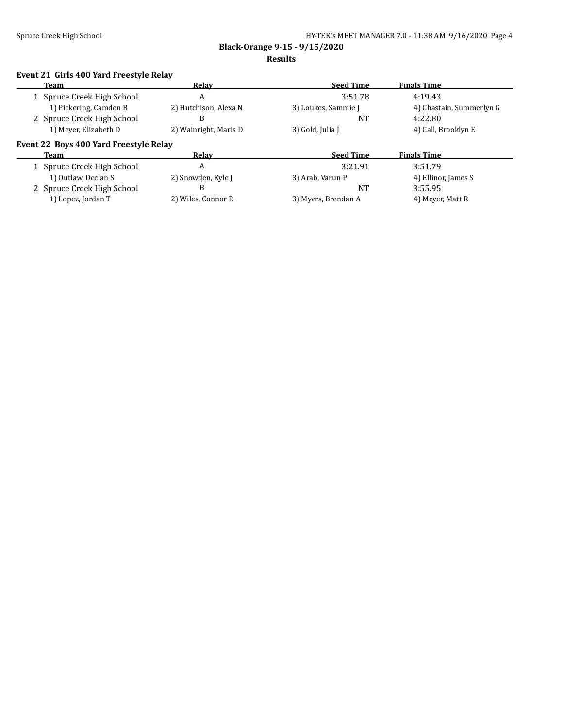## Black-Orange 9-15 - 9/15/2020

### Results

**Event 21 Girls 400 Yard Freestyle Relay**

| | Team | Relay | Seed Time | Finals Time |
|---|---|---|---|---|
| 1 | Spruce Creek High School | A | 3:51.78 | 4:19.43 |
| | 1) Pickering, Camden B | 2) Hutchison, Alexa N | 3) Loukes, Sammie J | 4) Chastain, Summerlyn G |
| 2 | Spruce Creek High School | B | NT | 4:22.80 |
| | 1) Meyer, Elizabeth D | 2) Wainright, Maris D | 3) Gold, Julia J | 4) Call, Brooklyn E |

**Event 22 Boys 400 Yard Freestyle Relay**

| | Team | Relay | Seed Time | Finals Time |
|---|---|---|---|---|
| 1 | Spruce Creek High School | A | 3:21.91 | 3:51.79 |
| | 1) Outlaw, Declan S | 2) Snowden, Kyle J | 3) Arab, Varun P | 4) Ellinor, James S |
| 2 | Spruce Creek High School | B | NT | 3:55.95 |
| | 1) Lopez, Jordan T | 2) Wiles, Connor R | 3) Myers, Brendan A | 4) Meyer, Matt R |